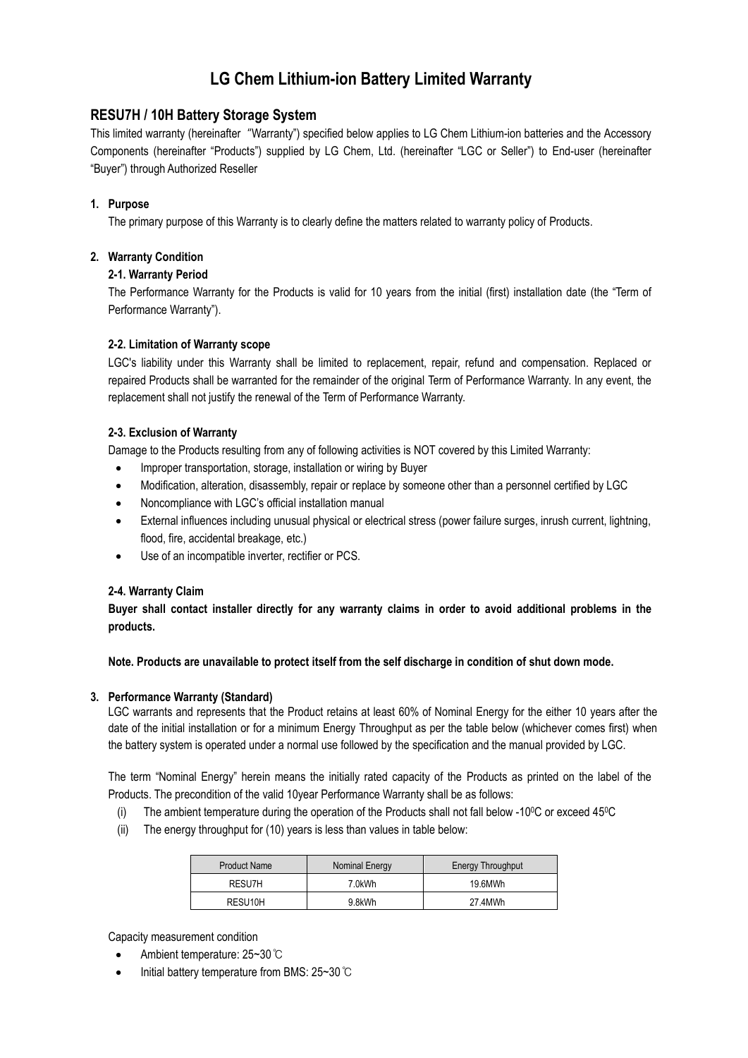# LG Chem Lithium-ion Battery Limited Warranty

## RESU7H / 10H Battery Storage System

This limited warranty (hereinafter "Warranty") specified below applies to LG Chem Lithium-ion batteries and the Accessory Components (hereinafter "Products") supplied by LG Chem, Ltd. (hereinafter "LGC or Seller") to End-user (hereinafter "Buyer") through Authorized Reseller

**1. Purpose**

The primary purpose of this Warranty is to clearly define the matters related to warranty policy of Products.

**2. Warranty Condition**

**2-1. Warranty Period**

The Performance Warranty for the Products is valid for 10 years from the initial (first) installation date (the "Term of Performance Warranty").

**2-2. Limitation of Warranty scope**

LGC's liability under this Warranty shall be limited to replacement, repair, refund and compensation. Replaced or repaired Products shall be warranted for the remainder of the original Term of Performance Warranty. In any event, the replacement shall not justify the renewal of the Term of Performance Warranty.

**2-3. Exclusion of Warranty**

Damage to the Products resulting from any of following activities is NOT covered by this Limited Warranty:

- Improper transportation, storage, installation or wiring by Buyer
- Modification, alteration, disassembly, repair or replace by someone other than a personnel certified by LGC
- Noncompliance with LGC's official installation manual
- External influences including unusual physical or electrical stress (power failure surges, inrush current, lightning, flood, fire, accidental breakage, etc.)
- Use of an incompatible inverter, rectifier or PCS.

**2-4. Warranty Claim**

**Buyer shall contact installer directly for any warranty claims in order to avoid additional problems in the products.**

**Note. Products are unavailable to protect itself from the self discharge in condition of shut down mode.**

**3. Performance Warranty (Standard)**

LGC warrants and represents that the Product retains at least 60% of Nominal Energy for the either 10 years after the date of the initial installation or for a minimum Energy Throughput as per the table below (whichever comes first) when the battery system is operated under a normal use followed by the specification and the manual provided by LGC.

The term "Nominal Energy" herein means the initially rated capacity of the Products as printed on the label of the Products. The precondition of the valid 10year Performance Warranty shall be as follows:

(i) The ambient temperature during the operation of the Products shall not fall below -10$^0$C or exceed 45$^0$C

(ii) The energy throughput for (10) years is less than values in table below:

| Product Name | Nominal Energy | Energy Throughput |
|---|---|---|
| RESU7H | 7.0kWh | 19.6MWh |
| RESU10H | 9.8kWh | 27.4MWh |

Capacity measurement condition

- Ambient temperature: 25~30℃
- Initial battery temperature from BMS: 25~30℃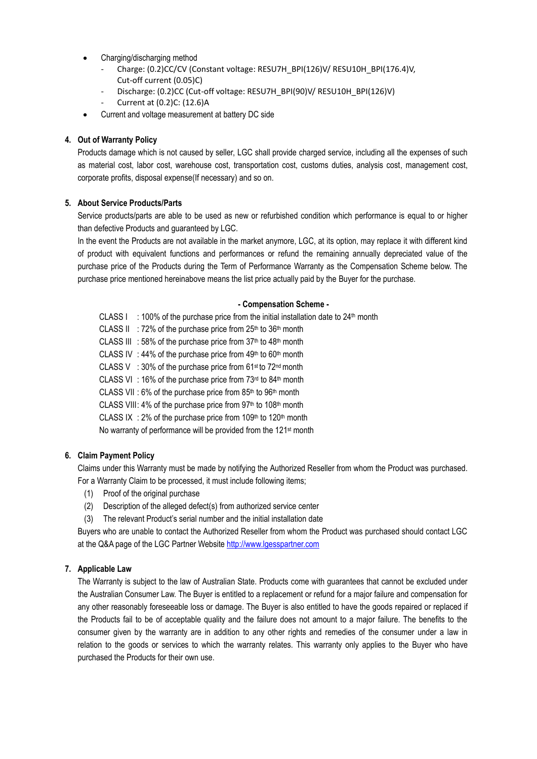- Charging/discharging method
  - Charge: (0.2)CC/CV (Constant voltage: RESU7H_BPI(126)V/ RESU10H_BPI(176.4)V, Cut-off current (0.05)C)
  - Discharge: (0.2)CC (Cut-off voltage: RESU7H_BPI(90)V/ RESU10H_BPI(126)V)
  - Current at (0.2)C: (12.6)A
- Current and voltage measurement at battery DC side

#### 4. Out of Warranty Policy

Products damage which is not caused by seller, LGC shall provide charged service, including all the expenses of such as material cost, labor cost, warehouse cost, transportation cost, customs duties, analysis cost, management cost, corporate profits, disposal expense(If necessary) and so on.

#### 5. About Service Products/Parts

Service products/parts are able to be used as new or refurbished condition which performance is equal to or higher than defective Products and guaranteed by LGC.

In the event the Products are not available in the market anymore, LGC, at its option, may replace it with different kind of product with equivalent functions and performances or refund the remaining annually depreciated value of the purchase price of the Products during the Term of Performance Warranty as the Compensation Scheme below. The purchase price mentioned hereinabove means the list price actually paid by the Buyer for the purchase.

**- Compensation Scheme -**

CLASS I : 100% of the purchase price from the initial installation date to 24th month
CLASS II : 72% of the purchase price from 25th to 36th month
CLASS III : 58% of the purchase price from 37th to 48th month
CLASS IV : 44% of the purchase price from 49th to 60th month
CLASS V : 30% of the purchase price from 61st to 72nd month
CLASS VI : 16% of the purchase price from 73rd to 84th month
CLASS VII : 6% of the purchase price from 85th to 96th month
CLASS VIII: 4% of the purchase price from 97th to 108th month
CLASS IX : 2% of the purchase price from 109th to 120th month
No warranty of performance will be provided from the 121st month

#### 6. Claim Payment Policy

Claims under this Warranty must be made by notifying the Authorized Reseller from whom the Product was purchased. For a Warranty Claim to be processed, it must include following items;

(1) Proof of the original purchase
(2) Description of the alleged defect(s) from authorized service center
(3) The relevant Product's serial number and the initial installation date

Buyers who are unable to contact the Authorized Reseller from whom the Product was purchased should contact LGC at the Q&A page of the LGC Partner Website http://www.lgesspartner.com

#### 7. Applicable Law

The Warranty is subject to the law of Australian State. Products come with guarantees that cannot be excluded under the Australian Consumer Law. The Buyer is entitled to a replacement or refund for a major failure and compensation for any other reasonably foreseeable loss or damage. The Buyer is also entitled to have the goods repaired or replaced if the Products fail to be of acceptable quality and the failure does not amount to a major failure. The benefits to the consumer given by the warranty are in addition to any other rights and remedies of the consumer under a law in relation to the goods or services to which the warranty relates. This warranty only applies to the Buyer who have purchased the Products for their own use.